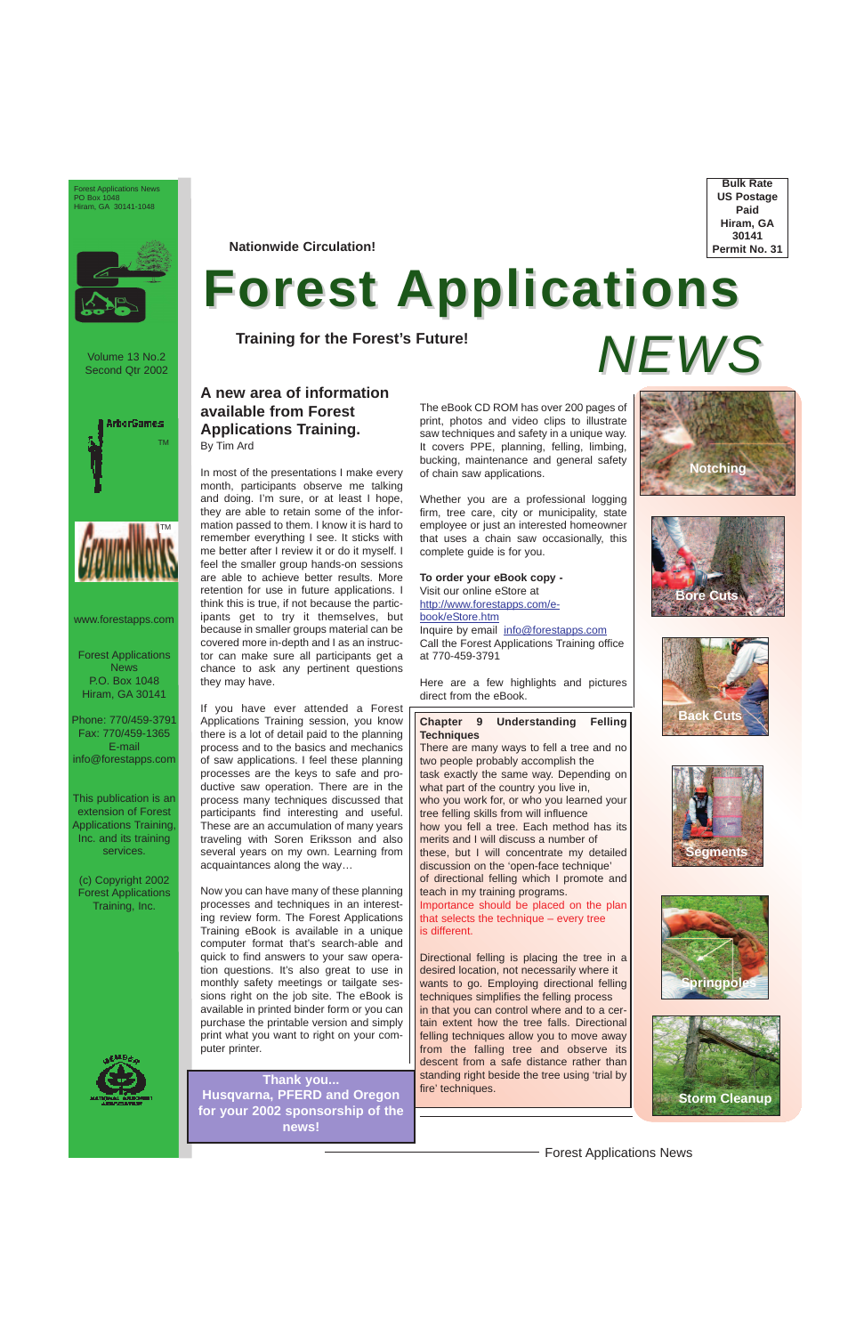Forest Applications News
PO Box 1048
Hiram, GA 30141-1048

Bulk Rate
US Postage
Paid
Hiram, GA
30141
Permit No. 31

Nationwide Circulation!

# Forest Applications NEWS

**Training for the Forest's Future!**

Volume 13 No.2
Second Qtr 2002

ArborGames TM

GroundWorks TM

www.forestapps.com

Forest Applications News
P.O. Box 1048
Hiram, GA 30141

Phone: 770/459-3791
Fax: 770/459-1365
E-mail
info@forestapps.com

This publication is an extension of Forest Applications Training, Inc. and its training services.

(c) Copyright 2002
Forest Applications Training, Inc.

## A new area of information available from Forest Applications Training.

By Tim Ard

In most of the presentations I make every month, participants observe me talking and doing. I'm sure, or at least I hope, they are able to retain some of the information passed to them. I know it is hard to remember everything I see. It sticks with me better after I review it or do it myself. I feel the smaller group hands-on sessions are able to achieve better results. More retention for use in future applications. I think this is true, if not because the participants get to try it themselves, but because in smaller groups material can be covered more in-depth and I as an instructor can make sure all participants get a chance to ask any pertinent questions they may have.

If you have ever attended a Forest Applications Training session, you know there is a lot of detail paid to the planning process and to the basics and mechanics of saw applications. I feel these planning processes are the keys to safe and productive saw operation. There are in the process many techniques discussed that participants find interesting and useful. These are an accumulation of many years traveling with Soren Eriksson and also several years on my own. Learning from acquaintances along the way…

Now you can have many of these planning processes and techniques in an interesting review form. The Forest Applications Training eBook is available in a unique computer format that's search-able and quick to find answers to your saw operation questions. It's also great to use in monthly safety meetings or tailgate sessions right on the job site. The eBook is available in printed binder form or you can purchase the printable version and simply print what you want to right on your computer printer.

The eBook CD ROM has over 200 pages of print, photos and video clips to illustrate saw techniques and safety in a unique way. It covers PPE, planning, felling, limbing, bucking, maintenance and general safety of chain saw applications.

Whether you are a professional logging firm, tree care, city or municipality, state employee or just an interested homeowner that uses a chain saw occasionally, this complete guide is for you.

**To order your eBook copy -**
Visit our online eStore at
http://www.forestapps.com/e-book/eStore.htm
Inquire by email info@forestapps.com
Call the Forest Applications Training office at 770-459-3791

Here are a few highlights and pictures direct from the eBook.

**Chapter 9 Understanding Felling Techniques**

There are many ways to fell a tree and no two people probably accomplish the task exactly the same way. Depending on what part of the country you live in, who you work for, or who you learned your tree felling skills from will influence how you fell a tree. Each method has its merits and I will discuss a number of these, but I will concentrate my detailed discussion on the 'open-face technique' of directional felling which I promote and teach in my training programs. Importance should be placed on the plan that selects the technique – every tree is different.

Directional felling is placing the tree in a desired location, not necessarily where it wants to go. Employing directional felling techniques simplifies the felling process in that you can control where and to a certain extent how the tree falls. Directional felling techniques allow you to move away from the falling tree and observe its descent from a safe distance rather than standing right beside the tree using 'trial by fire' techniques.

Notching

Bore Cuts

Back Cuts

Segments

Springpoles

Storm Cleanup

**Thank you...**
**Husqvarna, PFERD and Oregon for your 2002 sponsorship of the news!**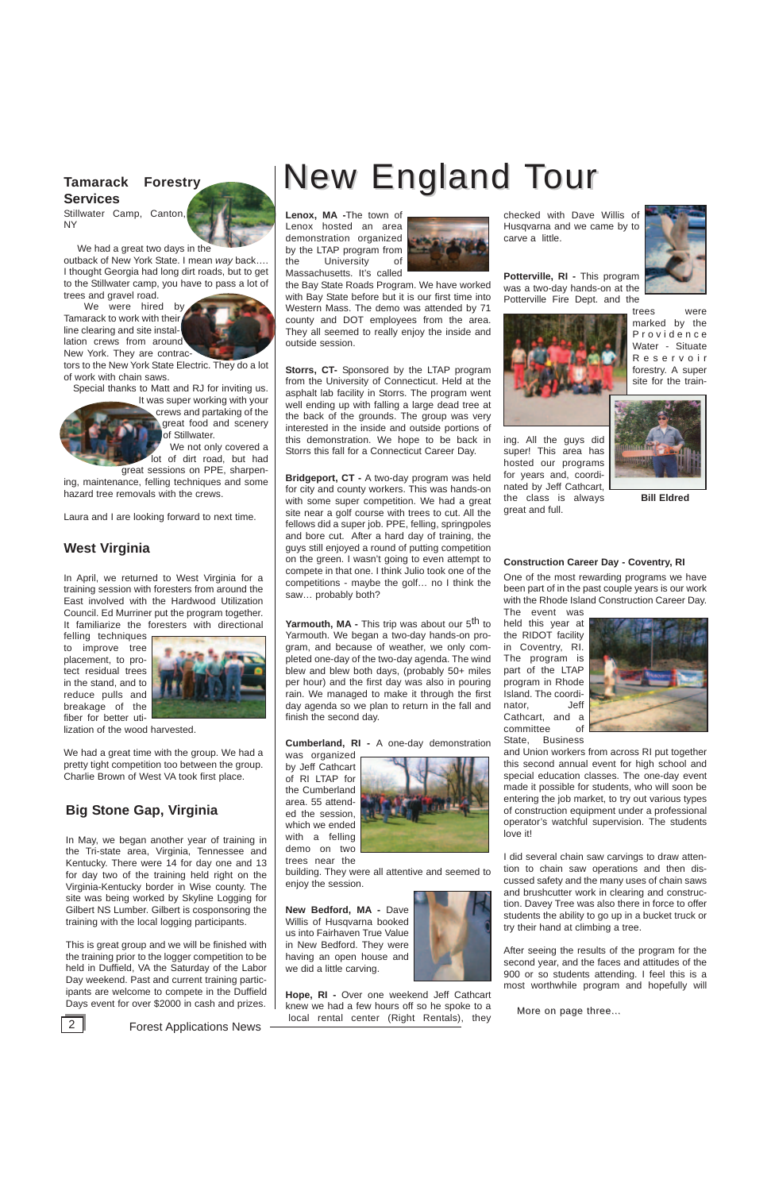## Tamarack Forestry Services

Stillwater Camp, Canton, NY

We had a great two days in the outback of New York State. I mean *way* back…. I thought Georgia had long dirt roads, but to get to the Stillwater camp, you have to pass a lot of trees and gravel road.

We were hired by Tamarack to work with their line clearing and site installation crews from around New York. They are contractors to the New York State Electric. They do a lot of work with chain saws.

Special thanks to Matt and RJ for inviting us. It was super working with your crews and partaking of the great food and scenery of Stillwater.

We not only covered a lot of dirt road, but had great sessions on PPE, sharpening, maintenance, felling techniques and some hazard tree removals with the crews.

Laura and I are looking forward to next time.

## West Virginia

In April, we returned to West Virginia for a training session with foresters from around the East involved with the Hardwood Utilization Council. Ed Murriner put the program together. It familiarize the foresters with directional felling techniques to improve tree placement, to protect residual trees in the stand, and to reduce pulls and breakage of the fiber for better utilization of the wood harvested.

We had a great time with the group. We had a pretty tight competition too between the group. Charlie Brown of West VA took first place.

## Big Stone Gap, Virginia

In May, we began another year of training in the Tri-state area, Virginia, Tennessee and Kentucky. There were 14 for day one and 13 for day two of the training held right on the Virginia-Kentucky border in Wise county. The site was being worked by Skyline Logging for Gilbert NS Lumber. Gilbert is cosponsoring the training with the local logging participants.

This is great group and we will be finished with the training prior to the logger competition to be held in Duffield, VA the Saturday of the Labor Day weekend. Past and current training participants are welcome to compete in the Duffield Days event for over $2000 in cash and prizes.

# New England Tour

**Lenox, MA -** The town of Lenox hosted an area demonstration organized by the LTAP program from the University of Massachusetts. It's called the Bay State Roads Program. We have worked with Bay State before but it is our first time into Western Mass. The demo was attended by 71 county and DOT employees from the area. They all seemed to really enjoy the inside and outside session.

**Storrs, CT-** Sponsored by the LTAP program from the University of Connecticut. Held at the asphalt lab facility in Storrs. The program went well ending up with falling a large dead tree at the back of the grounds. The group was very interested in the inside and outside portions of this demonstration. We hope to be back in Storrs this fall for a Connecticut Career Day.

**Bridgeport, CT -** A two-day program was held for city and county workers. This was hands-on with some super competition. We had a great site near a golf course with trees to cut. All the fellows did a super job. PPE, felling, springpoles and bore cut. After a hard day of training, the guys still enjoyed a round of putting competition on the green. I wasn't going to even attempt to compete in that one. I think Julio took one of the competitions - maybe the golf… no I think the saw… probably both?

**Yarmouth, MA -** This trip was about our 5th to Yarmouth. We began a two-day hands-on program, and because of weather, we only completed one-day of the two-day agenda. The wind blew and blew both days, (probably 50+ miles per hour) and the first day was also in pouring rain. We managed to make it through the first day agenda so we plan to return in the fall and finish the second day.

**Cumberland, RI -** A one-day demonstration was organized by Jeff Cathcart of RI LTAP for the Cumberland area. 55 attended the session, which we ended with a felling demo on two trees near the building. They were all attentive and seemed to enjoy the session.

**New Bedford, MA -** Dave Willis of Husqvarna booked us into Fairhaven True Value in New Bedford. They were having an open house and we did a little carving.

**Hope, RI -** Over one weekend Jeff Cathcart knew we had a few hours off so he spoke to a local rental center (Right Rentals), they checked with Dave Willis of Husqvarna and we came by to carve a little.

**Potterville, RI -** This program was a two-day hands-on at the Potterville Fire Dept. and the trees were marked by the Providence Water - Situate Reservoir forestry. A super site for the training. All the guys did super! This area has hosted our programs for years and, coordinated by Jeff Cathcart, the class is always great and full.

**Bill Eldred**

### Construction Career Day - Coventry, RI

One of the most rewarding programs we have been part of in the past couple years is our work with the Rhode Island Construction Career Day. The event was held this year at the RIDOT facility in Coventry, RI. The program is part of the LTAP program in Rhode Island. The coordinator, Jeff Cathcart, and a committee of State, Business and Union workers from across RI put together this second annual event for high school and special education classes. The one-day event made it possible for students, who will soon be entering the job market, to try out various types of construction equipment under a professional operator's watchful supervision. The students love it!

I did several chain saw carvings to draw attention to chain saw operations and then discussed safety and the many uses of chain saws and brushcutter work in clearing and construction. Davey Tree was also there in force to offer students the ability to go up in a bucket truck or try their hand at climbing a tree.

After seeing the results of the program for the second year, and the faces and attitudes of the 900 or so students attending. I feel this is a most worthwhile program and hopefully will

More on page three…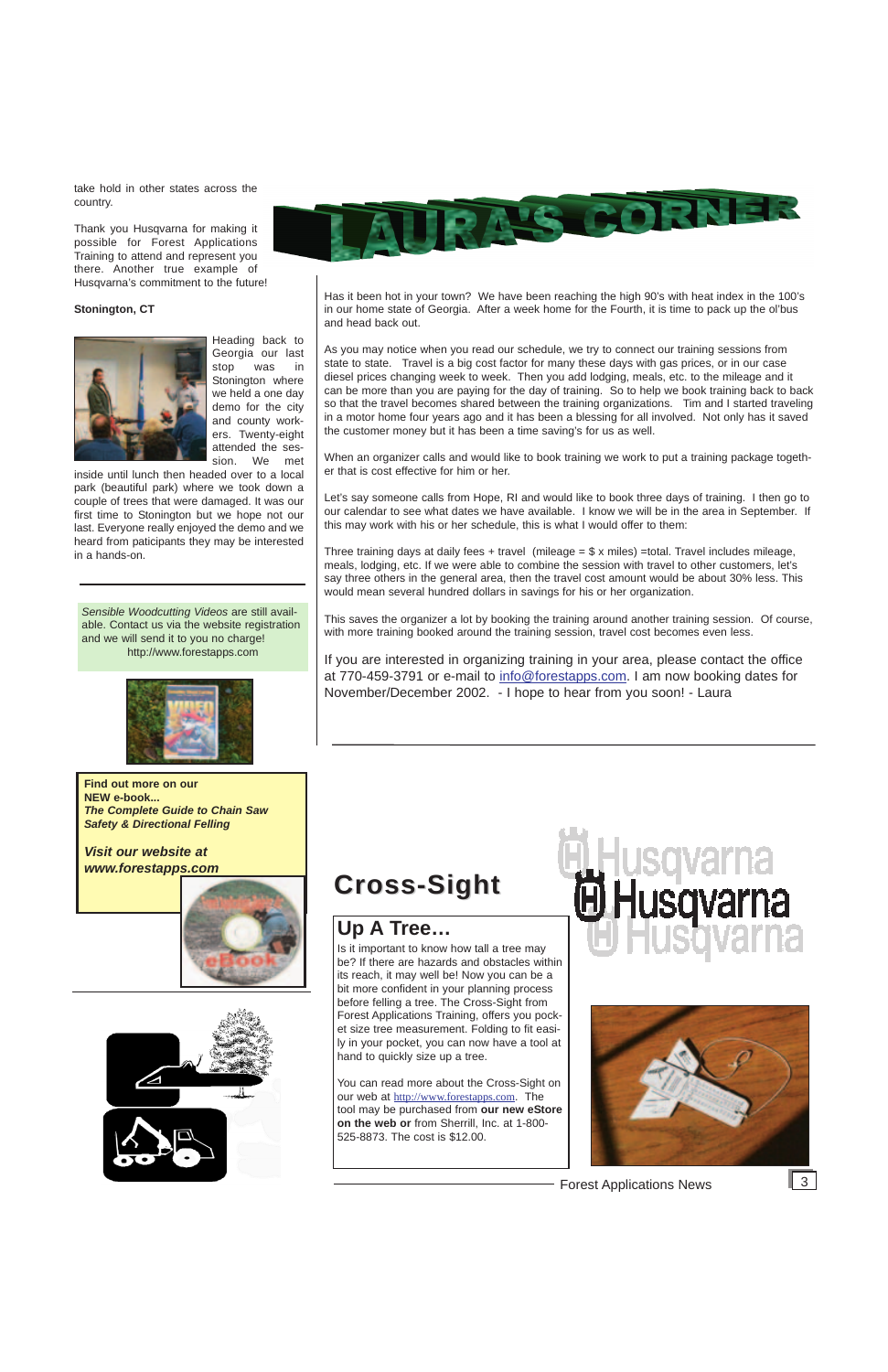take hold in other states across the country.

Thank you Husqvarna for making it possible for Forest Applications Training to attend and represent you there. Another true example of Husqvarna's commitment to the future!

**Stonington, CT**

Heading back to Georgia our last stop was in Stonington where we held a one day demo for the city and county workers. Twenty-eight attended the session. We met inside until lunch then headed over to a local park (beautiful park) where we took down a couple of trees that were damaged. It was our first time to Stonington but we hope not our last. Everyone really enjoyed the demo and we heard from paticipants they may be interested in a hands-on.

*Sensible Woodcutting Videos* are still available. Contact us via the website registration and we will send it to you no charge!
http://www.forestapps.com

**Find out more on our NEW e-book...**
***The Complete Guide to Chain Saw Safety & Directional Felling***

***Visit our website at www.forestapps.com***

# LAURA'S CORNER

Has it been hot in your town? We have been reaching the high 90's with heat index in the 100's in our home state of Georgia. After a week home for the Fourth, it is time to pack up the ol'bus and head back out.

As you may notice when you read our schedule, we try to connect our training sessions from state to state. Travel is a big cost factor for many these days with gas prices, or in our case diesel prices changing week to week. Then you add lodging, meals, etc. to the mileage and it can be more than you are paying for the day of training. So to help we book training back to back so that the travel becomes shared between the training organizations. Tim and I started traveling in a motor home four years ago and it has been a blessing for all involved. Not only has it saved the customer money but it has been a time saving's for us as well.

When an organizer calls and would like to book training we work to put a training package together that is cost effective for him or her.

Let's say someone calls from Hope, RI and would like to book three days of training. I then go to our calendar to see what dates we have available. I know we will be in the area in September. If this may work with his or her schedule, this is what I would offer to them:

Three training days at daily fees + travel (mileage = $ x miles) =total. Travel includes mileage, meals, lodging, etc. If we were able to combine the session with travel to other customers, let's say three others in the general area, then the travel cost amount would be about 30% less. This would mean several hundred dollars in savings for his or her organization.

This saves the organizer a lot by booking the training around another training session. Of course, with more training booked around the training session, travel cost becomes even less.

If you are interested in organizing training in your area, please contact the office at 770-459-3791 or e-mail to info@forestapps.com. I am now booking dates for November/December 2002. - I hope to hear from you soon! - Laura

# Cross-Sight

## Up A Tree…

Is it important to know how tall a tree may be? If there are hazards and obstacles within its reach, it may well be! Now you can be a bit more confident in your planning process before felling a tree. The Cross-Sight from Forest Applications Training, offers you pocket size tree measurement. Folding to fit easily in your pocket, you can now have a tool at hand to quickly size up a tree.

You can read more about the Cross-Sight on our web at http://www.forestapps.com. The tool may be purchased from **our new eStore on the web or** from Sherrill, Inc. at 1-800-525-8873. The cost is $12.00.

Husqvarna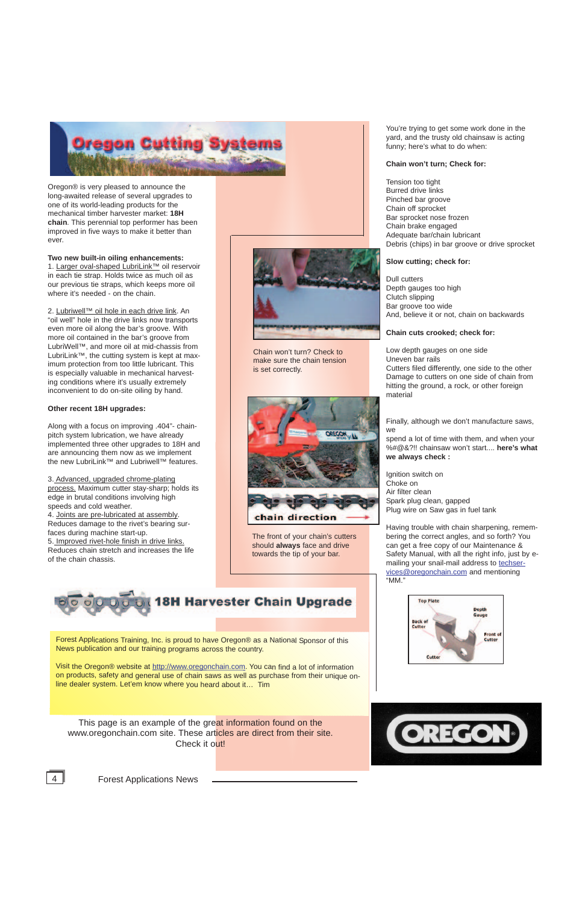# Oregon Cutting Systems

Oregon® is very pleased to announce the long-awaited release of several upgrades to one of its world-leading products for the mechanical timber harvester market: **18H chain**. This perennial top performer has been improved in five ways to make it better than ever.

**Two new built-in oiling enhancements:**

1. Larger oval-shaped LubriLink™ oil reservoir in each tie strap. Holds twice as much oil as our previous tie straps, which keeps more oil where it's needed - on the chain.

2. Lubriwell™ oil hole in each drive link. An "oil well" hole in the drive links now transports even more oil along the bar's groove. With more oil contained in the bar's groove from LubriWell™, and more oil at mid-chassis from LubriLink™, the cutting system is kept at maximum protection from too little lubricant. This is especially valuable in mechanical harvesting conditions where it's usually extremely inconvenient to do on-site oiling by hand.

**Other recent 18H upgrades:**

Along with a focus on improving .404"- chain-pitch system lubrication, we have already implemented three other upgrades to 18H and are announcing them now as we implement the new LubriLink™ and Lubriwell™ features.

3. Advanced, upgraded chrome-plating process. Maximum cutter stay-sharp; holds its edge in brutal conditions involving high speeds and cold weather.
4. Joints are pre-lubricated at assembly. Reduces damage to the rivet's bearing surfaces during machine start-up.
5. Improved rivet-hole finish in drive links. Reduces chain stretch and increases the life of the chain chassis.

Chain won't turn? Check to make sure the chain tension is set correctly.

chain direction

The front of your chain's cutters should **always** face and drive towards the tip of your bar.

You're trying to get some work done in the yard, and the trusty old chainsaw is acting funny; here's what to do when:

**Chain won't turn; Check for:**

Tension too tight
Burred drive links
Pinched bar groove
Chain off sprocket
Bar sprocket nose frozen
Chain brake engaged
Adequate bar/chain lubricant
Debris (chips) in bar groove or drive sprocket

**Slow cutting; check for:**

Dull cutters
Depth gauges too high
Clutch slipping
Bar groove too wide
And, believe it or not, chain on backwards

**Chain cuts crooked; check for:**

Low depth gauges on one side
Uneven bar rails
Cutters filed differently, one side to the other
Damage to cutters on one side of chain from hitting the ground, a rock, or other foreign material

Finally, although we don't manufacture saws, we
spend a lot of time with them, and when your %#@&?!! chainsaw won't start.... **here's what we always check :**

Ignition switch on
Choke on
Air filter clean
Spark plug clean, gapped
Plug wire on Saw gas in fuel tank

Having trouble with chain sharpening, remembering the correct angles, and so forth? You can get a free copy of our Maintenance & Safety Manual, with all the right info, just by e-mailing your snail-mail address to techservices@oregonchain.com and mentioning "MM."

Top Plate · Depth Gauge · Back of Cutter · Front of Cutter · Cutter

## 18H Harvester Chain Upgrade

Forest Applications Training, Inc. is proud to have Oregon® as a National Sponsor of this News publication and our training programs across the country.

Visit the Oregon® website at http://www.oregonchain.com. You can find a lot of information on products, safety and general use of chain saws as well as purchase from their unique online dealer system. Let'em know where you heard about it… Tim

This page is an example of the great information found on the www.oregonchain.com site. These articles are direct from their site. Check it out!

OREGON®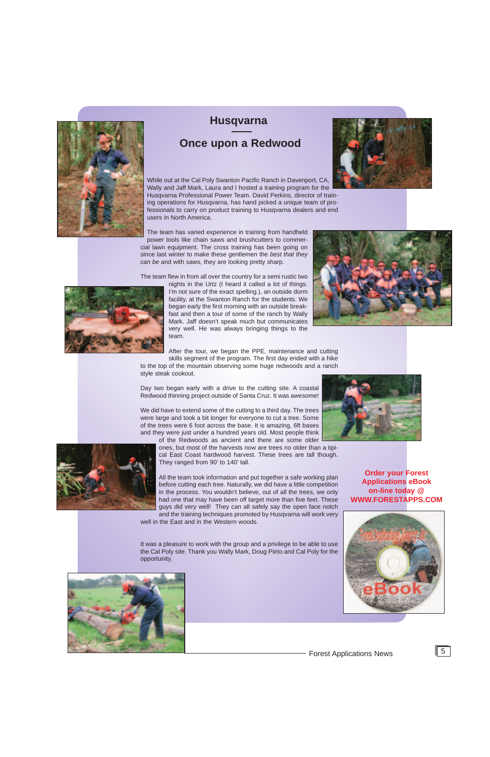# Husqvarna

## Once upon a Redwood

While out at the Cal Poly Swanton Pacific Ranch in Davenport, CA, Wally and Jaff Mark, Laura and I hosted a training program for the Husqvarna Professional Power Team. David Perkins, director of training operations for Husqvarna, has hand picked a unique team of professionals to carry on product training to Husqvarna dealers and end users in North America.

The team has varied experience in training from handheld power tools like chain saws and brushcutters to commercial lawn equipment. The cross training has been going on since last winter to make these gentlemen the *best that they can be* and with saws, they are looking pretty sharp.

The team flew in from all over the country for a semi rustic two nights in the Urtz (I heard it called a lot of things. I'm not sure of the exact spelling.), an outside dorm facility, at the Swanton Ranch for the students. We began early the first morning with an outside breakfast and then a tour of some of the ranch by Wally Mark. Jaff doesn't speak much but communicates very well. He was always bringing things to the team.

After the tour, we began the PPE, maintenance and cutting skills segment of the program. The first day ended with a hike to the top of the mountain observing some huge redwoods and a ranch style steak cookout.

Day two began early with a drive to the cutting site. A coastal Redwood thinning project outside of Santa Cruz. It was awesome!

We did have to extend some of the cutting to a third day. The trees were large and took a bit longer for everyone to cut a tree. Some of the trees were 6 foot across the base. It is amazing, 6ft bases and they were just under a hundred years old. Most people think of the Redwoods as ancient and there are some older ones, but most of the harvests now are trees no older than a tipical East Coast hardwood harvest. These trees are tall though. They ranged from 90' to 140' tall.

All the team took information and put together a safe working plan before cutting each tree. Naturally, we did have a little competition in the process. You wouldn't believe, out of all the trees, we only had one that may have been off target more than five feet. These guys did very well! They can all safely say the open face notch and the training techniques promoted by Husqvarna will work very well in the East and in the Western woods.

It was a pleasure to work with the group and a privilege to be able to use the Cal Poly site. Thank you Wally Mark, Doug Piirto and Cal Poly for the opportunity.

**Order your Forest Applications eBook on-line today @ WWW.FORESTAPPS.COM**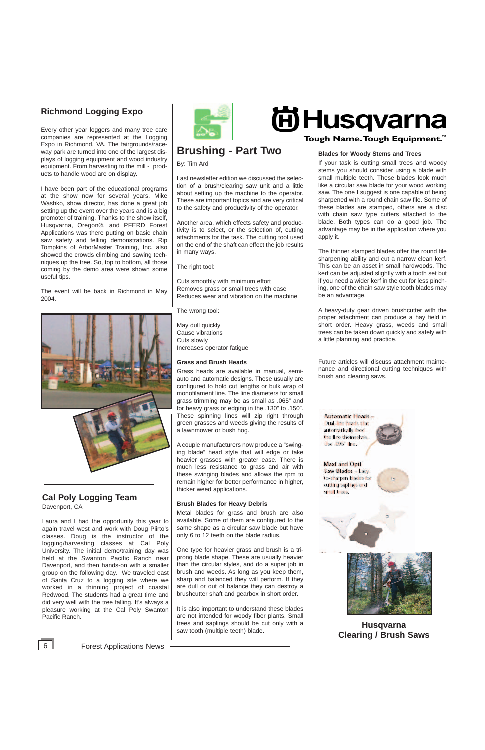## Richmond Logging Expo

Every other year loggers and many tree care companies are represented at the Logging Expo in Richmond, VA. The fairgrounds/raceway park are turned into one of the largest displays of logging equipment and wood industry equipment. From harvesting to the mill - products to handle wood are on display.

I have been part of the educational programs at the show now for several years. Mike Washko, show director, has done a great job setting up the event over the years and is a big promoter of training. Thanks to the show itself, Husqvarna, Oregon®, and PFERD Forest Applications was there putting on basic chain saw safety and felling demonstrations. Rip Tompkins of ArborMaster Training, Inc. also showed the crowds climbing and sawing techniques up the tree. So, top to bottom, all those coming by the demo area were shown some useful tips.

The event will be back in Richmond in May 2004.

## Cal Poly Logging Team

Davenport, CA

Laura and I had the opportunity this year to again travel west and work with Doug Piirto's classes. Doug is the instructor of the logging/harvesting classes at Cal Poly University. The initial demo/training day was held at the Swanton Pacific Ranch near Davenport, and then hands-on with a smaller group on the following day. We traveled east of Santa Cruz to a logging site where we worked in a thinning project of coastal Redwood. The students had a great time and did very well with the tree falling. It's always a pleasure working at the Cal Poly Swanton Pacific Ranch.

**Husqvarna**

**Tough Name. Tough Equipment.™**

## Brushing - Part Two

By: Tim Ard

Last newsletter edition we discussed the selection of a brush/clearing saw unit and a little about setting up the machine to the operator. These are important topics and are very critical to the safety and productivity of the operator.

Another area, which effects safety and productivity is to select, or the selection of, cutting attachments for the task. The cutting tool used on the end of the shaft can effect the job results in many ways.

The right tool:

Cuts smoothly with minimum effort
Removes grass or small trees with ease
Reduces wear and vibration on the machine

The wrong tool:

May dull quickly
Cause vibrations
Cuts slowly
Increases operator fatigue

### Grass and Brush Heads

Grass heads are available in manual, semi-auto and automatic designs. These usually are configured to hold cut lengths or bulk wrap of monofilament line. The line diameters for small grass trimming may be as small as .065" and for heavy grass or edging in the .130" to .150". These spinning lines will zip right through green grasses and weeds giving the results of a lawnmower or bush hog.

A couple manufacturers now produce a "swinging blade" head style that will edge or take heavier grasses with greater ease. There is much less resistance to grass and air with these swinging blades and allows the rpm to remain higher for better performance in higher, thicker weed applications.

### Brush Blades for Heavy Debris

Metal blades for grass and brush are also available. Some of them are configured to the same shape as a circular saw blade but have only 6 to 12 teeth on the blade radius.

One type for heavier grass and brush is a tri-prong blade shape. These are usually heavier than the circular styles, and do a super job in brush and weeds. As long as you keep them, sharp and balanced they will perform. If they are dull or out of balance they can destroy a brushcutter shaft and gearbox in short order.

It is also important to understand these blades are not intended for woody fiber plants. Small trees and saplings should be cut only with a saw tooth (multiple teeth) blade.

### Blades for Woody Stems and Trees

If your task is cutting small trees and woody stems you should consider using a blade with small multiple teeth. These blades look much like a circular saw blade for your wood working saw. The one I suggest is one capable of being sharpened with a round chain saw file. Some of these blades are stamped, others are a disc with chain saw type cutters attached to the blade. Both types can do a good job. The advantage may be in the application where you apply it.

The thinner stamped blades offer the round file sharpening ability and cut a narrow clean kerf. This can be an asset in small hardwoods. The kerf can be adjusted slightly with a tooth set but if you need a wider kerf in the cut for less pinching, one of the chain saw style tooth blades may be an advantage.

A heavy-duty gear driven brushcutter with the proper attachment can produce a hay field in short order. Heavy grass, weeds and small trees can be taken down quickly and safely with a little planning and practice.

Future articles will discuss attachment maintenance and directional cutting techniques with brush and clearing saws.

**Automatic Heads –** Dual-line heads that automatically feed the line themselves. Use .095" line.

**Maxi and Opti Saw Blades –** Easy-to-sharpen blades for cutting saplings and small trees.

**Husqvarna Clearing / Brush Saws**

Forest Applications News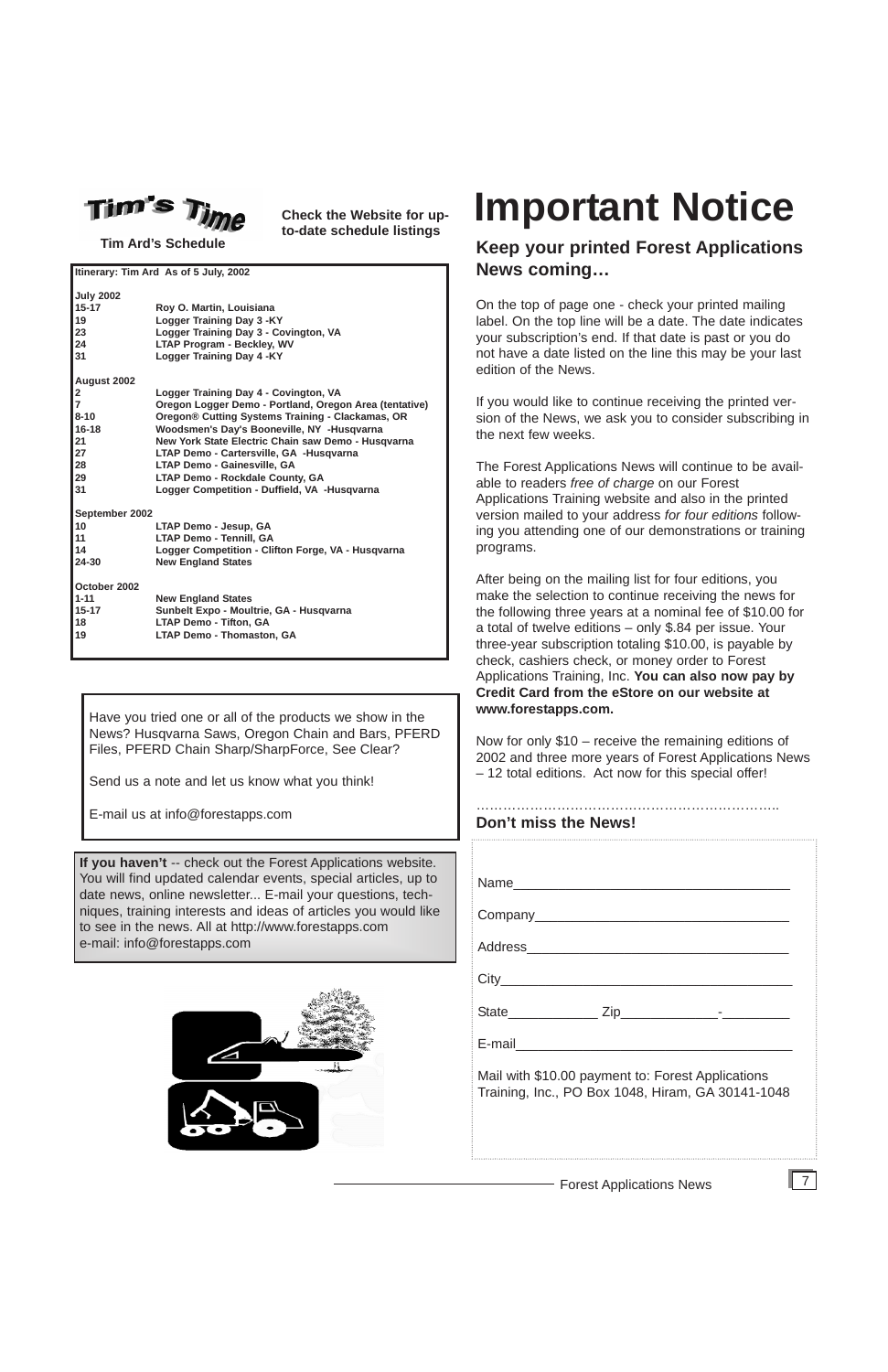## Tim's Time

**Tim Ard's Schedule**

**Check the Website for up-to-date schedule listings**

**Itinerary: Tim Ard As of 5 July, 2002**

| Date | Event |
|---|---|
| **July 2002** | |
| 15-17 | Roy O. Martin, Louisiana |
| 19 | Logger Training Day 3 -KY |
| 23 | Logger Training Day 3 - Covington, VA |
| 24 | LTAP Program - Beckley, WV |
| 31 | Logger Training Day 4 -KY |
| **August 2002** | |
| 2 | Logger Training Day 4 - Covington, VA |
| 7 | Oregon Logger Demo - Portland, Oregon Area (tentative) |
| 8-10 | Oregon® Cutting Systems Training - Clackamas, OR |
| 16-18 | Woodsmen's Day's Booneville, NY -Husqvarna |
| 21 | New York State Electric Chain saw Demo - Husqvarna |
| 27 | LTAP Demo - Cartersville, GA -Husqvarna |
| 28 | LTAP Demo - Gainesville, GA |
| 29 | LTAP Demo - Rockdale County, GA |
| 31 | Logger Competition - Duffield, VA -Husqvarna |
| **September 2002** | |
| 10 | LTAP Demo - Jesup, GA |
| 11 | LTAP Demo - Tennill, GA |
| 14 | Logger Competition - Clifton Forge, VA - Husqvarna |
| 24-30 | New England States |
| **October 2002** | |
| 1-11 | New England States |
| 15-17 | Sunbelt Expo - Moultrie, GA - Husqvarna |
| 18 | LTAP Demo - Tifton, GA |
| 19 | LTAP Demo - Thomaston, GA |

Have you tried one or all of the products we show in the News? Husqvarna Saws, Oregon Chain and Bars, PFERD Files, PFERD Chain Sharp/SharpForce, See Clear?

Send us a note and let us know what you think!

E-mail us at info@forestapps.com

**If you haven't** -- check out the Forest Applications website. You will find updated calendar events, special articles, up to date news, online newsletter... E-mail your questions, techniques, training interests and ideas of articles you would like to see in the news. All at http://www.forestapps.com
e-mail: info@forestapps.com

# Important Notice

### Keep your printed Forest Applications News coming…

On the top of page one - check your printed mailing label. On the top line will be a date. The date indicates your subscription's end. If that date is past or you do not have a date listed on the line this may be your last edition of the News.

If you would like to continue receiving the printed version of the News, we ask you to consider subscribing in the next few weeks.

The Forest Applications News will continue to be available to readers *free of charge* on our Forest Applications Training website and also in the printed version mailed to your address *for four editions* following you attending one of our demonstrations or training programs.

After being on the mailing list for four editions, you make the selection to continue receiving the news for the following three years at a nominal fee of $10.00 for a total of twelve editions – only $.84 per issue. Your three-year subscription totaling $10.00, is payable by check, cashiers check, or money order to Forest Applications Training, Inc. **You can also now pay by Credit Card from the eStore on our website at www.forestapps.com.**

Now for only $10 – receive the remaining editions of 2002 and three more years of Forest Applications News – 12 total editions. Act now for this special offer!

…………………………………………………………..

### Don't miss the News!

Name_____________________________________

Company__________________________________

Address___________________________________

City_______________________________________

State____________ Zip_____________-_________

E-mail_____________________________________

Mail with $10.00 payment to: Forest Applications Training, Inc., PO Box 1048, Hiram, GA 30141-1048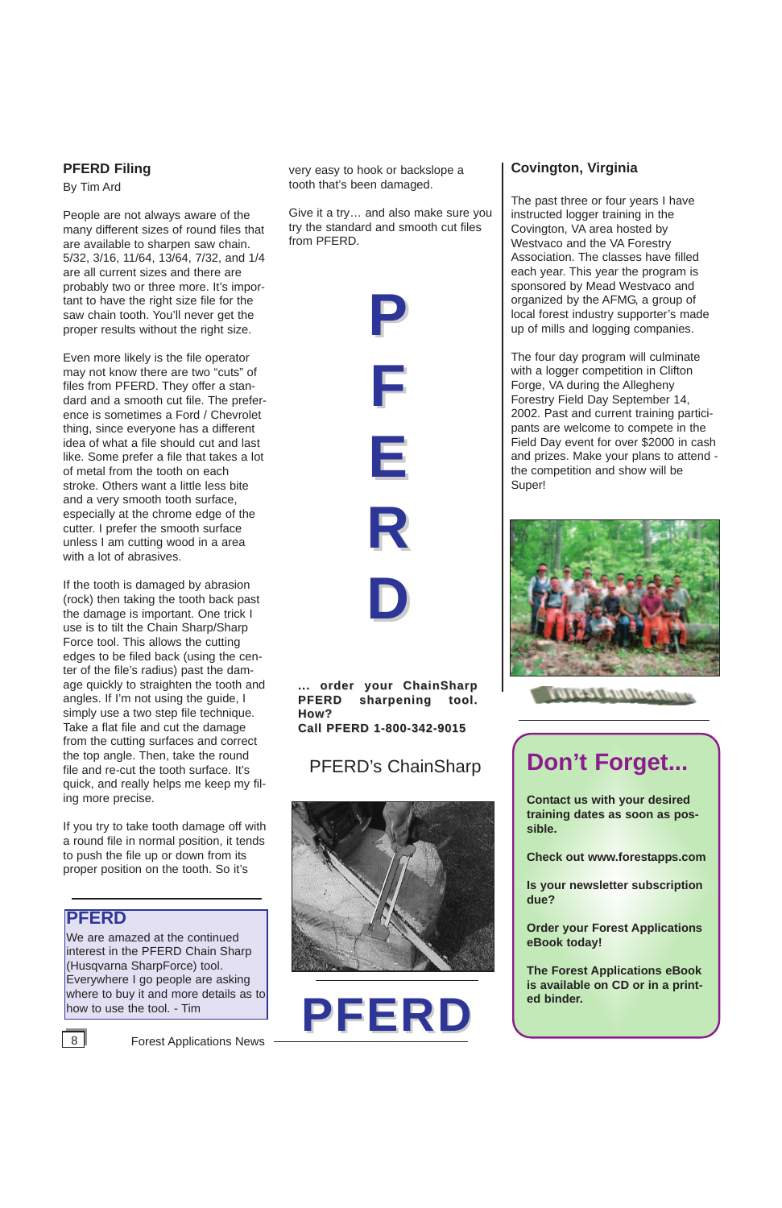## PFERD Filing

By Tim Ard

People are not always aware of the many different sizes of round files that are available to sharpen saw chain. 5/32, 3/16, 11/64, 13/64, 7/32, and 1/4 are all current sizes and there are probably two or three more. It's important to have the right size file for the saw chain tooth. You'll never get the proper results without the right size.

Even more likely is the file operator may not know there are two "cuts" of files from PFERD. They offer a standard and a smooth cut file. The preference is sometimes a Ford / Chevrolet thing, since everyone has a different idea of what a file should cut and last like. Some prefer a file that takes a lot of metal from the tooth on each stroke. Others want a little less bite and a very smooth tooth surface, especially at the chrome edge of the cutter. I prefer the smooth surface unless I am cutting wood in a area with a lot of abrasives.

If the tooth is damaged by abrasion (rock) then taking the tooth back past the damage is important. One trick I use is to tilt the Chain Sharp/Sharp Force tool. This allows the cutting edges to be filed back (using the center of the file's radius) past the damage quickly to straighten the tooth and angles. If I'm not using the guide, I simply use a two step file technique. Take a flat file and cut the damage from the cutting surfaces and correct the top angle. Then, take the round file and re-cut the tooth surface. It's quick, and really helps me keep my filing more precise.

If you try to take tooth damage off with a round file in normal position, it tends to push the file up or down from its proper position on the tooth. So it's very easy to hook or backslope a tooth that's been damaged.

Give it a try… and also make sure you try the standard and smooth cut files from PFERD.

### PFERD

We are amazed at the continued interest in the PFERD Chain Sharp (Husqvarna SharpForce) tool. Everywhere I go people are asking where to buy it and more details as to how to use the tool. - Tim

P
F
E
R
D

**… order your ChainSharp PFERD sharpening tool. How?**
**Call PFERD 1-800-342-9015**

PFERD's ChainSharp

PFERD

## Covington, Virginia

The past three or four years I have instructed logger training in the Covington, VA area hosted by Westvaco and the VA Forestry Association. The classes have filled each year. This year the program is sponsored by Mead Westvaco and organized by the AFMG, a group of local forest industry supporter's made up of mills and logging companies.

The four day program will culminate with a logger competition in Clifton Forge, VA during the Allegheny Forestry Field Day September 14, 2002. Past and current training participants are welcome to compete in the Field Day event for over $2000 in cash and prizes. Make your plans to attend - the competition and show will be Super!

Forest Applications

## Don't Forget...

**Contact us with your desired training dates as soon as possible.**

**Check out www.forestapps.com**

**Is your newsletter subscription due?**

**Order your Forest Applications eBook today!**

**The Forest Applications eBook is available on CD or in a printed binder.**